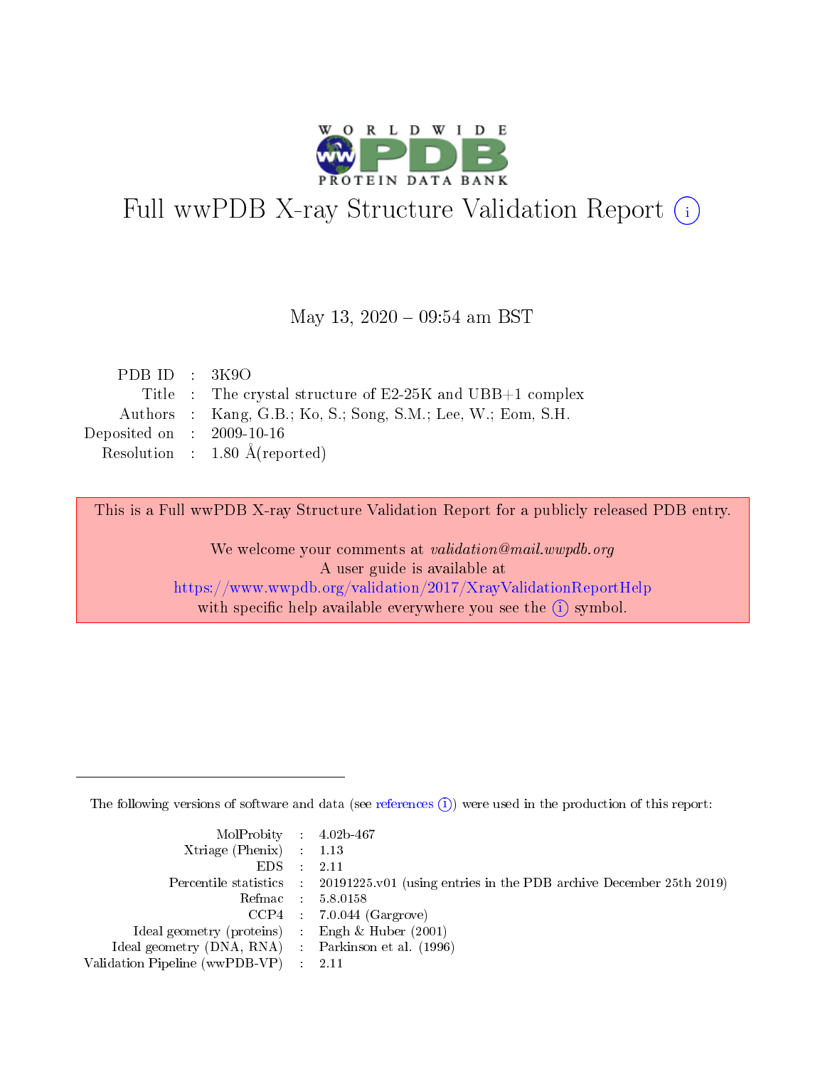# Full wwPDB X-ray Structure Validation Report (i)

May 13, 2020 – 09:54 am BST

| | | |
|---|---|---|
| PDB ID | : | 3K9O |
| Title | : | The crystal structure of E2-25K and UBB+1 complex |
| Authors | : | Kang, G.B.; Ko, S.; Song, S.M.; Lee, W.; Eom, S.H. |
| Deposited on | : | 2009-10-16 |
| Resolution | : | 1.80 Å(reported) |

This is a Full wwPDB X-ray Structure Validation Report for a publicly released PDB entry.

We welcome your comments at *validation@mail.wwpdb.org*
A user guide is available at
https://www.wwpdb.org/validation/2017/XrayValidationReportHelp
with specific help available everywhere you see the (i) symbol.

---

The following versions of software and data (see references (i)) were used in the production of this report:

| | | |
|---|---|---|
| MolProbity | : | 4.02b-467 |
| Xtriage (Phenix) | : | 1.13 |
| EDS | : | 2.11 |
| Percentile statistics | : | 20191225.v01 (using entries in the PDB archive December 25th 2019) |
| Refmac | : | 5.8.0158 |
| CCP4 | : | 7.0.044 (Gargrove) |
| Ideal geometry (proteins) | : | Engh & Huber (2001) |
| Ideal geometry (DNA, RNA) | : | Parkinson et al. (1996) |
| Validation Pipeline (wwPDB-VP) | : | 2.11 |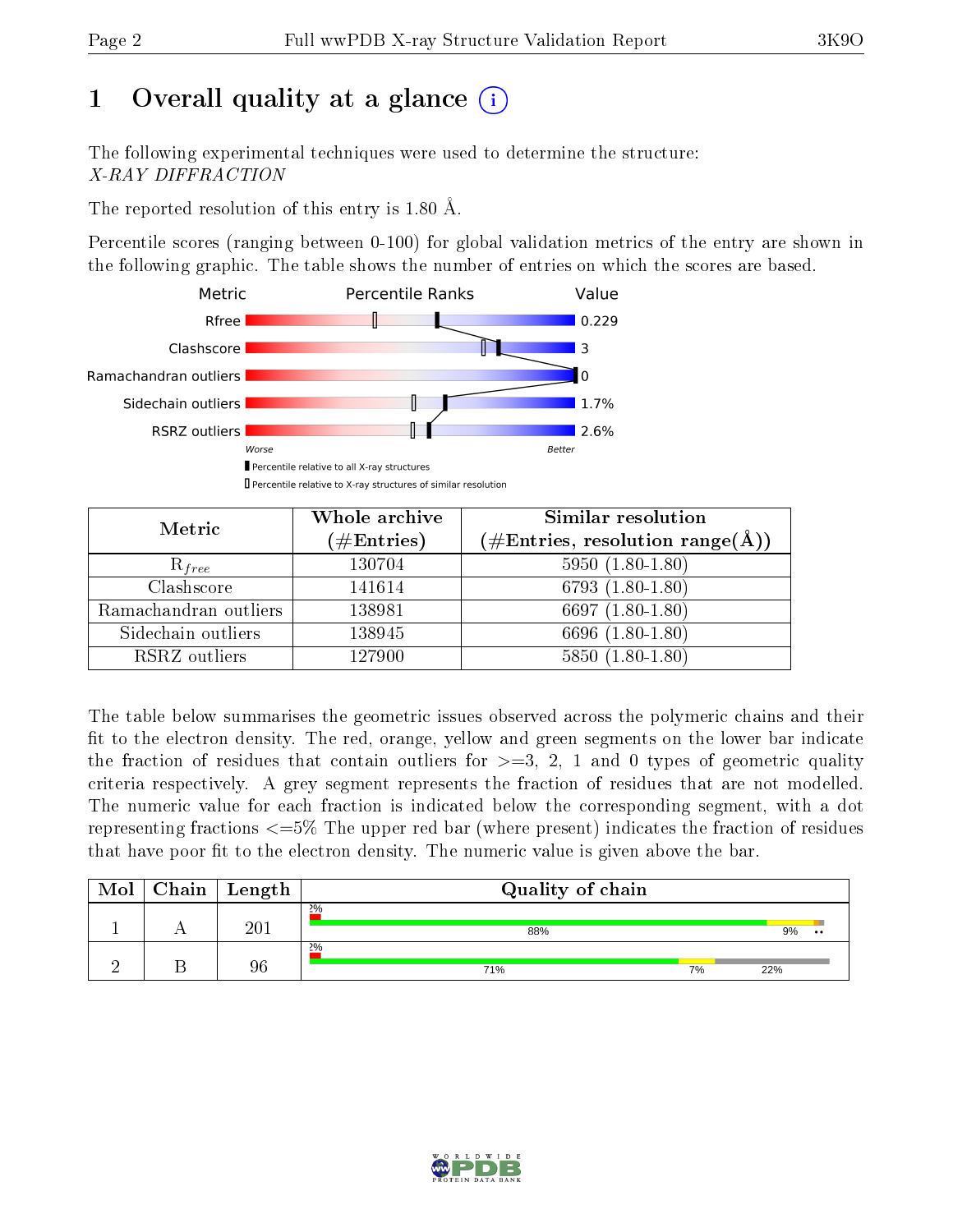# 1 Overall quality at a glance (i)

The following experimental techniques were used to determine the structure:
*X-RAY DIFFRACTION*

The reported resolution of this entry is 1.80 Å.

Percentile scores (ranging between 0-100) for global validation metrics of the entry are shown in the following graphic. The table shows the number of entries on which the scores are based.

| Metric | Value |
|---|---|
| Rfree | 0.229 |
| Clashscore | 3 |
| Ramachandran outliers | 0 |
| Sidechain outliers | 1.7% |
| RSRZ outliers | 2.6% |

Worse — Better

▮ Percentile relative to all X-ray structures
▯ Percentile relative to X-ray structures of similar resolution

| Metric | Whole archive (#Entries) | Similar resolution (#Entries, resolution range(Å)) |
|---|---|---|
| $R_{free}$ | 130704 | 5950 (1.80-1.80) |
| Clashscore | 141614 | 6793 (1.80-1.80) |
| Ramachandran outliers | 138981 | 6697 (1.80-1.80) |
| Sidechain outliers | 138945 | 6696 (1.80-1.80) |
| RSRZ outliers | 127900 | 5850 (1.80-1.80) |

The table below summarises the geometric issues observed across the polymeric chains and their fit to the electron density. The red, orange, yellow and green segments on the lower bar indicate the fraction of residues that contain outliers for >=3, 2, 1 and 0 types of geometric quality criteria respectively. A grey segment represents the fraction of residues that are not modelled. The numeric value for each fraction is indicated below the corresponding segment, with a dot representing fractions <=5% The upper red bar (where present) indicates the fraction of residues that have poor fit to the electron density. The numeric value is given above the bar.

| Mol | Chain | Length | Quality of chain |
|---|---|---|---|
| 1 | A | 201 | 2%; 88%, 9%, •• |
| 2 | B | 96 | 2%; 71%, 7%, 22% |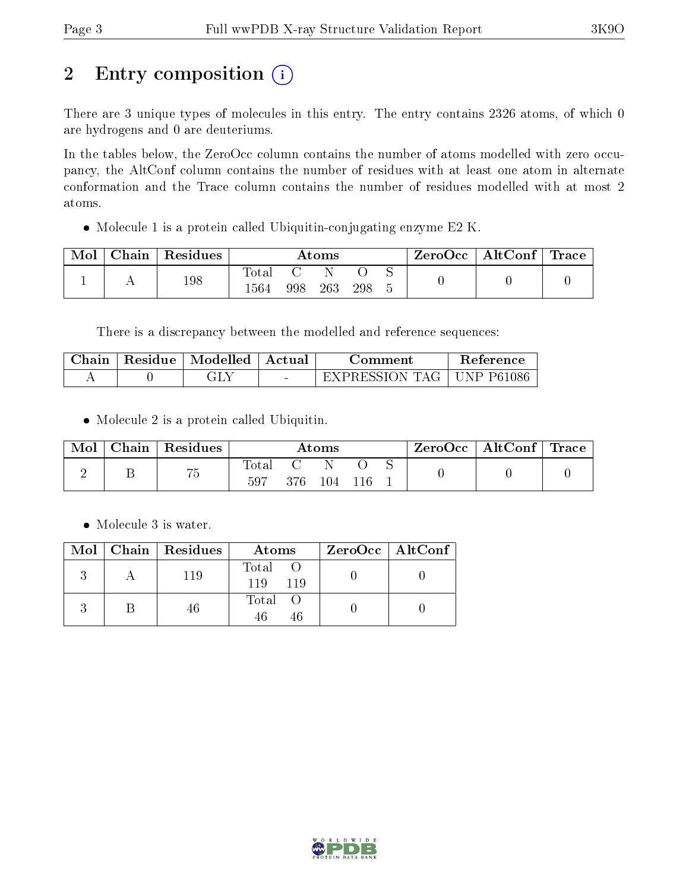# 2 Entry composition

There are 3 unique types of molecules in this entry. The entry contains 2326 atoms, of which 0 are hydrogens and 0 are deuteriums.

In the tables below, the ZeroOcc column contains the number of atoms modelled with zero occupancy, the AltConf column contains the number of residues with at least one atom in alternate conformation and the Trace column contains the number of residues modelled with at most 2 atoms.

- Molecule 1 is a protein called Ubiquitin-conjugating enzyme E2 K.

| Mol | Chain | Residues | Atoms | | | | | ZeroOcc | AltConf | Trace |
|---|---|---|---|---|---|---|---|---|---|---|
| 1 | A | 198 | Total 1564 | C 998 | N 263 | O 298 | S 5 | 0 | 0 | 0 |

There is a discrepancy between the modelled and reference sequences:

| Chain | Residue | Modelled | Actual | Comment | Reference |
|---|---|---|---|---|---|
| A | 0 | GLY | - | EXPRESSION TAG | UNP P61086 |

- Molecule 2 is a protein called Ubiquitin.

| Mol | Chain | Residues | Atoms | | | | | ZeroOcc | AltConf | Trace |
|---|---|---|---|---|---|---|---|---|---|---|
| 2 | B | 75 | Total 597 | C 376 | N 104 | O 116 | S 1 | 0 | 0 | 0 |

- Molecule 3 is water.

| Mol | Chain | Residues | Atoms | | ZeroOcc | AltConf |
|---|---|---|---|---|---|---|
| 3 | A | 119 | Total 119 | O 119 | 0 | 0 |
| 3 | B | 46 | Total 46 | O 46 | 0 | 0 |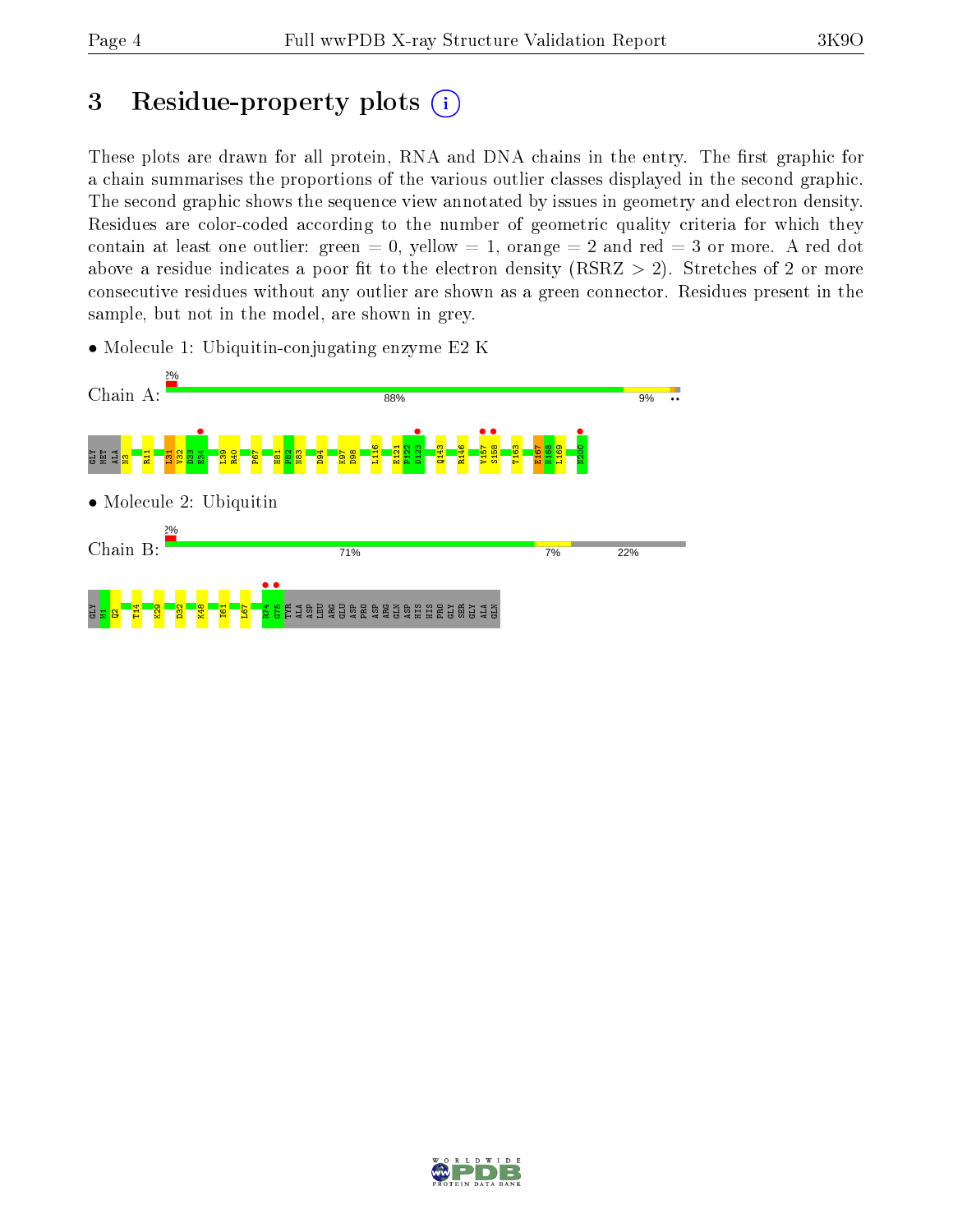# 3 Residue-property plots (i)

These plots are drawn for all protein, RNA and DNA chains in the entry. The first graphic for a chain summarises the proportions of the various outlier classes displayed in the second graphic. The second graphic shows the sequence view annotated by issues in geometry and electron density. Residues are color-coded according to the number of geometric quality criteria for which they contain at least one outlier: green = 0, yellow = 1, orange = 2 and red = 3 or more. A red dot above a residue indicates a poor fit to the electron density (RSRZ > 2). Stretches of 2 or more consecutive residues without any outlier are shown as a green connector. Residues present in the sample, but not in the model, are shown in grey.

- Molecule 1: Ubiquitin-conjugating enzyme E2 K

Chain A: 2% | 88% | 9% | ••

GLY MET ALA N3 R11 L31 V32 D33 E34 L39 R40 P67 H81 P82 N83 D94 K97 D98 L116 E121 P122 D123 Q143 R146 V157 S158 T163 E167 N168 L169 N200

- Molecule 2: Ubiquitin

Chain B: 2% | 71% | 7% | 22%

GLY M1 Q2 T14 K29 D32 K48 I61 L67 R74 G75 TYR ALA ASP LEU ARG GLU ASP PRO ASP ARG GLN ASP HIS HIS PRO GLY SER GLY ALA GLN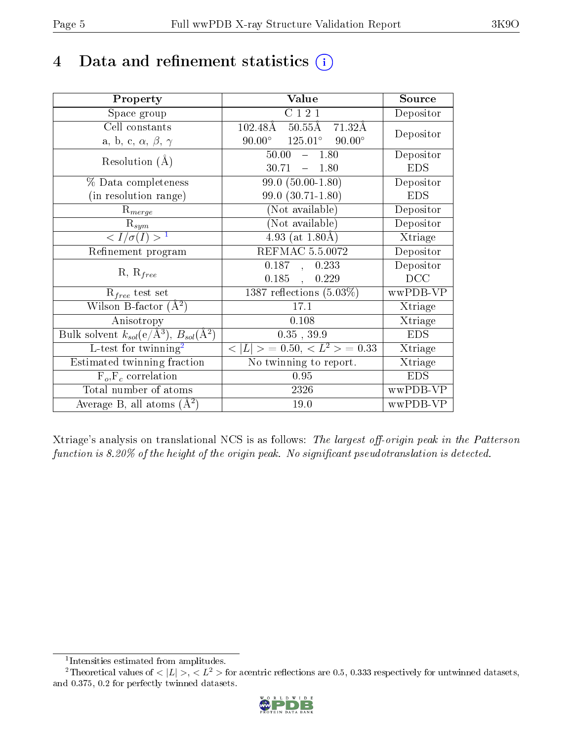# 4 Data and refinement statistics

| Property | Value | Source |
|---|---|---|
| Space group | C 1 2 1 | Depositor |
| Cell constants<br>a, b, c, $\alpha$, $\beta$, $\gamma$ | 102.48Å 50.55Å 71.32Å<br>90.00° 125.01° 90.00° | Depositor |
| Resolution (Å) | 50.00 – 1.80<br>30.71 – 1.80 | Depositor<br>EDS |
| % Data completeness<br>(in resolution range) | 99.0 (50.00-1.80)<br>99.0 (30.71-1.80) | Depositor<br>EDS |
| $R_{merge}$ | (Not available) | Depositor |
| $R_{sym}$ | (Not available) | Depositor |
| $< I/\sigma(I) >$ [1] | 4.93 (at 1.80Å) | Xtriage |
| Refinement program | REFMAC 5.5.0072 | Depositor |
| R, $R_{free}$ | 0.187 , 0.233<br>0.185 , 0.229 | Depositor<br>DCC |
| $R_{free}$ test set | 1387 reflections (5.03%) | wwPDB-VP |
| Wilson B-factor (Å$^2$) | 17.1 | Xtriage |
| Anisotropy | 0.108 | Xtriage |
| Bulk solvent $k_{sol}$(e/Å$^3$), $B_{sol}$(Å$^2$) | 0.35 , 39.9 | EDS |
| L-test for twinning[2] | $< \|L\| > = 0.50$, $< L^2 > = 0.33$ | Xtriage |
| Estimated twinning fraction | No twinning to report. | Xtriage |
| $F_o$,$F_c$ correlation | 0.95 | EDS |
| Total number of atoms | 2326 | wwPDB-VP |
| Average B, all atoms (Å$^2$) | 19.0 | wwPDB-VP |

Xtriage's analysis on translational NCS is as follows: *The largest off-origin peak in the Patterson function is 8.20% of the height of the origin peak. No significant pseudotranslation is detected.*

[1] Intensities estimated from amplitudes.

[2] Theoretical values of $< |L| >$, $< L^2 >$ for acentric reflections are 0.5, 0.333 respectively for untwinned datasets, and 0.375, 0.2 for perfectly twinned datasets.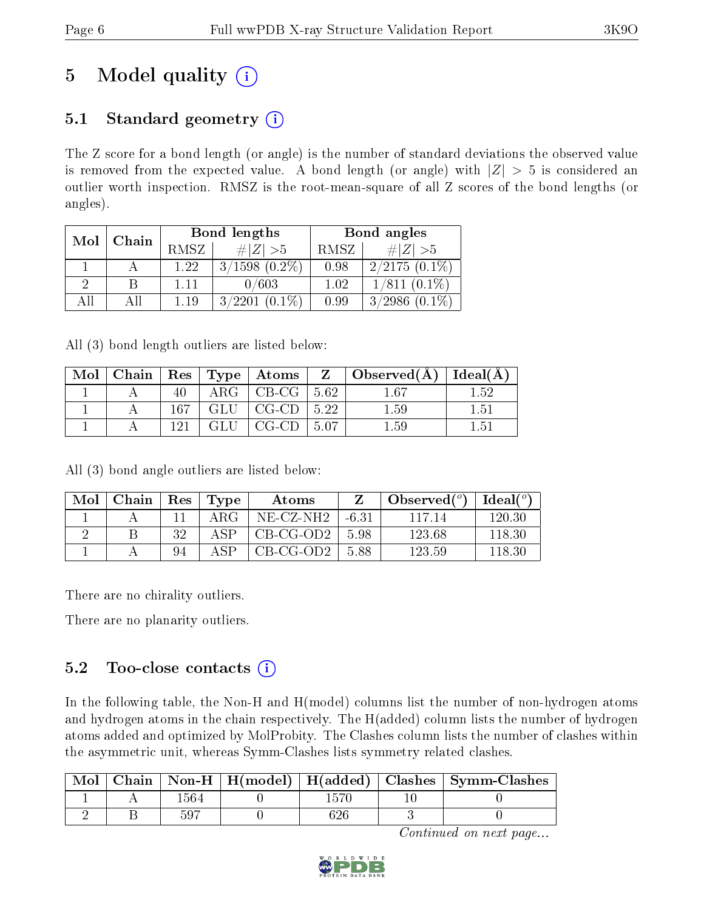# 5 Model quality (i)

## 5.1 Standard geometry (i)

The Z score for a bond length (or angle) is the number of standard deviations the observed value is removed from the expected value. A bond length (or angle) with $|Z| > 5$ is considered an outlier worth inspection. RMSZ is the root-mean-square of all Z scores of the bond lengths (or angles).

| Mol | Chain | Bond lengths | | Bond angles | |
|---|---|---|---|---|---|
| | | RMSZ | #$\|Z\|$ >5 | RMSZ | #$\|Z\|$ >5 |
| 1 | A | 1.22 | 3/1598 (0.2%) | 0.98 | 2/2175 (0.1%) |
| 2 | B | 1.11 | 0/603 | 1.02 | 1/811 (0.1%) |
| All | All | 1.19 | 3/2201 (0.1%) | 0.99 | 3/2986 (0.1%) |

All (3) bond length outliers are listed below:

| Mol | Chain | Res | Type | Atoms | Z | Observed(Å) | Ideal(Å) |
|---|---|---|---|---|---|---|---|
| 1 | A | 40 | ARG | CB-CG | 5.62 | 1.67 | 1.52 |
| 1 | A | 167 | GLU | CG-CD | 5.22 | 1.59 | 1.51 |
| 1 | A | 121 | GLU | CG-CD | 5.07 | 1.59 | 1.51 |

All (3) bond angle outliers are listed below:

| Mol | Chain | Res | Type | Atoms | Z | Observed(°) | Ideal(°) |
|---|---|---|---|---|---|---|---|
| 1 | A | 11 | ARG | NE-CZ-NH2 | -6.31 | 117.14 | 120.30 |
| 2 | B | 32 | ASP | CB-CG-OD2 | 5.98 | 123.68 | 118.30 |
| 1 | A | 94 | ASP | CB-CG-OD2 | 5.88 | 123.59 | 118.30 |

There are no chirality outliers.

There are no planarity outliers.

## 5.2 Too-close contacts (i)

In the following table, the Non-H and H(model) columns list the number of non-hydrogen atoms and hydrogen atoms in the chain respectively. The H(added) column lists the number of hydrogen atoms added and optimized by MolProbity. The Clashes column lists the number of clashes within the asymmetric unit, whereas Symm-Clashes lists symmetry related clashes.

| Mol | Chain | Non-H | H(model) | H(added) | Clashes | Symm-Clashes |
|---|---|---|---|---|---|---|
| 1 | A | 1564 | 0 | 1570 | 10 | 0 |
| 2 | B | 597 | 0 | 626 | 3 | 0 |

*Continued on next page...*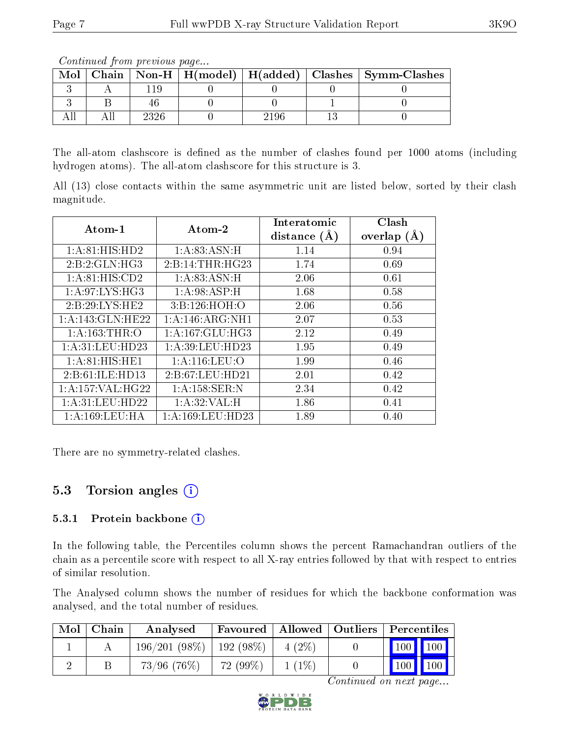*Continued from previous page...*

| Mol | Chain | Non-H | H(model) | H(added) | Clashes | Symm-Clashes |
|---|---|---|---|---|---|---|
| 3 | A | 119 | 0 | 0 | 0 | 0 |
| 3 | B | 46 | 0 | 0 | 1 | 0 |
| All | All | 2326 | 0 | 2196 | 13 | 0 |

The all-atom clashscore is defined as the number of clashes found per 1000 atoms (including hydrogen atoms). The all-atom clashscore for this structure is 3.

All (13) close contacts within the same asymmetric unit are listed below, sorted by their clash magnitude.

| Atom-1 | Atom-2 | Interatomic distance (Å) | Clash overlap (Å) |
|---|---|---|---|
| 1:A:81:HIS:HD2 | 1:A:83:ASN:H | 1.14 | 0.94 |
| 2:B:2:GLN:HG3 | 2:B:14:THR:HG23 | 1.74 | 0.69 |
| 1:A:81:HIS:CD2 | 1:A:83:ASN:H | 2.06 | 0.61 |
| 1:A:97:LYS:HG3 | 1:A:98:ASP:H | 1.68 | 0.58 |
| 2:B:29:LYS:HE2 | 3:B:126:HOH:O | 2.06 | 0.56 |
| 1:A:143:GLN:HE22 | 1:A:146:ARG:NH1 | 2.07 | 0.53 |
| 1:A:163:THR:O | 1:A:167:GLU:HG3 | 2.12 | 0.49 |
| 1:A:31:LEU:HD23 | 1:A:39:LEU:HD23 | 1.95 | 0.49 |
| 1:A:81:HIS:HE1 | 1:A:116:LEU:O | 1.99 | 0.46 |
| 2:B:61:ILE:HD13 | 2:B:67:LEU:HD21 | 2.01 | 0.42 |
| 1:A:157:VAL:HG22 | 1:A:158:SER:N | 2.34 | 0.42 |
| 1:A:31:LEU:HD22 | 1:A:32:VAL:H | 1.86 | 0.41 |
| 1:A:169:LEU:HA | 1:A:169:LEU:HD23 | 1.89 | 0.40 |

There are no symmetry-related clashes.

## 5.3 Torsion angles

### 5.3.1 Protein backbone

In the following table, the Percentiles column shows the percent Ramachandran outliers of the chain as a percentile score with respect to all X-ray entries followed by that with respect to entries of similar resolution.

The Analysed column shows the number of residues for which the backbone conformation was analysed, and the total number of residues.

| Mol | Chain | Analysed | Favoured | Allowed | Outliers | Percentiles | |
|---|---|---|---|---|---|---|---|
| 1 | A | 196/201 (98%) | 192 (98%) | 4 (2%) | 0 | 100 | 100 |
| 2 | B | 73/96 (76%) | 72 (99%) | 1 (1%) | 0 | 100 | 100 |

*Continued on next page...*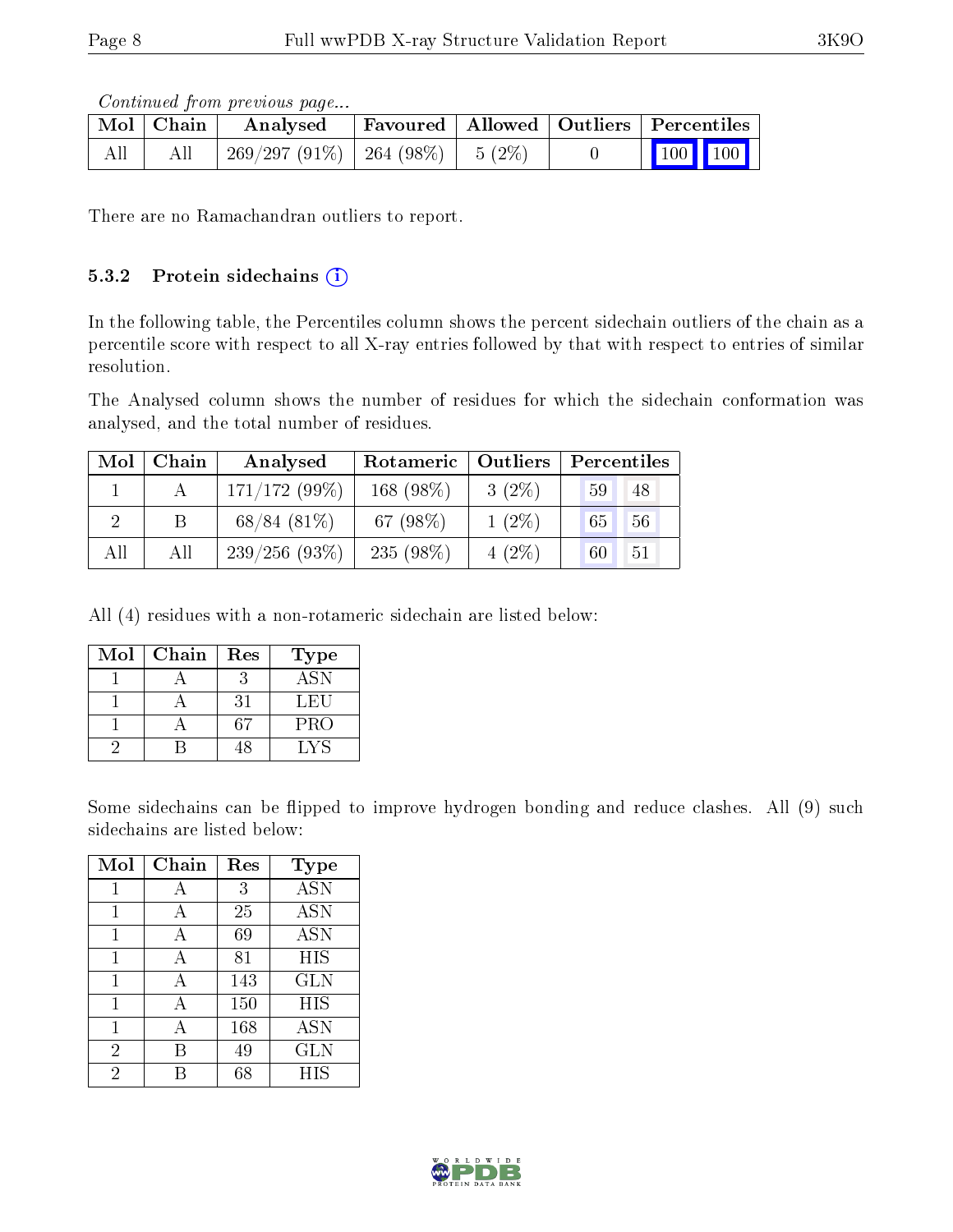*Continued from previous page...*

| Mol | Chain | Analysed | Favoured | Allowed | Outliers | Percentiles | |
|---|---|---|---|---|---|---|---|
| All | All | 269/297 (91%) | 264 (98%) | 5 (2%) | 0 | 100 | 100 |

There are no Ramachandran outliers to report.

### 5.3.2 Protein sidechains

In the following table, the Percentiles column shows the percent sidechain outliers of the chain as a percentile score with respect to all X-ray entries followed by that with respect to entries of similar resolution.

The Analysed column shows the number of residues for which the sidechain conformation was analysed, and the total number of residues.

| Mol | Chain | Analysed | Rotameric | Outliers | Percentiles | |
|---|---|---|---|---|---|---|
| 1 | A | 171/172 (99%) | 168 (98%) | 3 (2%) | 59 | 48 |
| 2 | B | 68/84 (81%) | 67 (98%) | 1 (2%) | 65 | 56 |
| All | All | 239/256 (93%) | 235 (98%) | 4 (2%) | 60 | 51 |

All (4) residues with a non-rotameric sidechain are listed below:

| Mol | Chain | Res | Type |
|---|---|---|---|
| 1 | A | 3 | ASN |
| 1 | A | 31 | LEU |
| 1 | A | 67 | PRO |
| 2 | B | 48 | LYS |

Some sidechains can be flipped to improve hydrogen bonding and reduce clashes. All (9) such sidechains are listed below:

| Mol | Chain | Res | Type |
|---|---|---|---|
| 1 | A | 3 | ASN |
| 1 | A | 25 | ASN |
| 1 | A | 69 | ASN |
| 1 | A | 81 | HIS |
| 1 | A | 143 | GLN |
| 1 | A | 150 | HIS |
| 1 | A | 168 | ASN |
| 2 | B | 49 | GLN |
| 2 | B | 68 | HIS |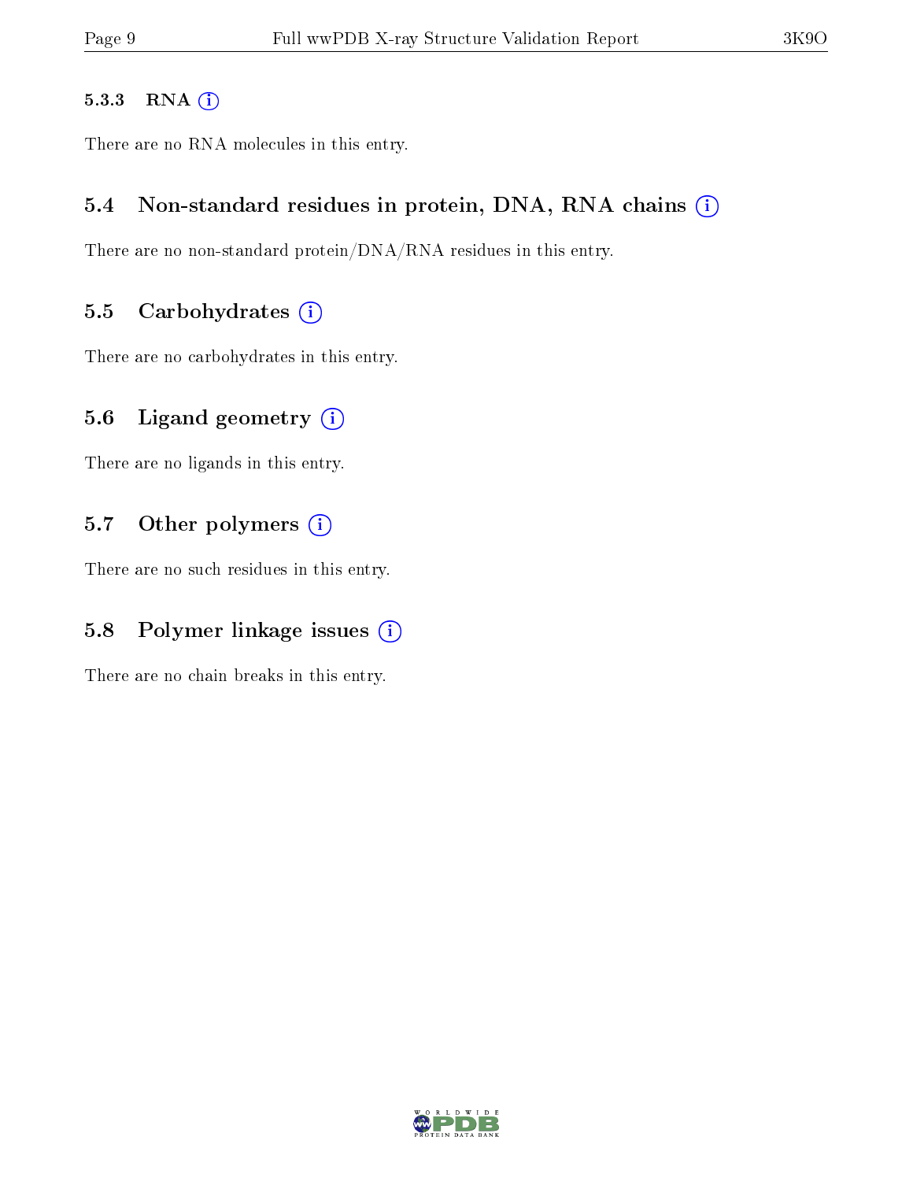#### 5.3.3 RNA

There are no RNA molecules in this entry.

### 5.4 Non-standard residues in protein, DNA, RNA chains

There are no non-standard protein/DNA/RNA residues in this entry.

### 5.5 Carbohydrates

There are no carbohydrates in this entry.

### 5.6 Ligand geometry

There are no ligands in this entry.

### 5.7 Other polymers

There are no such residues in this entry.

### 5.8 Polymer linkage issues

There are no chain breaks in this entry.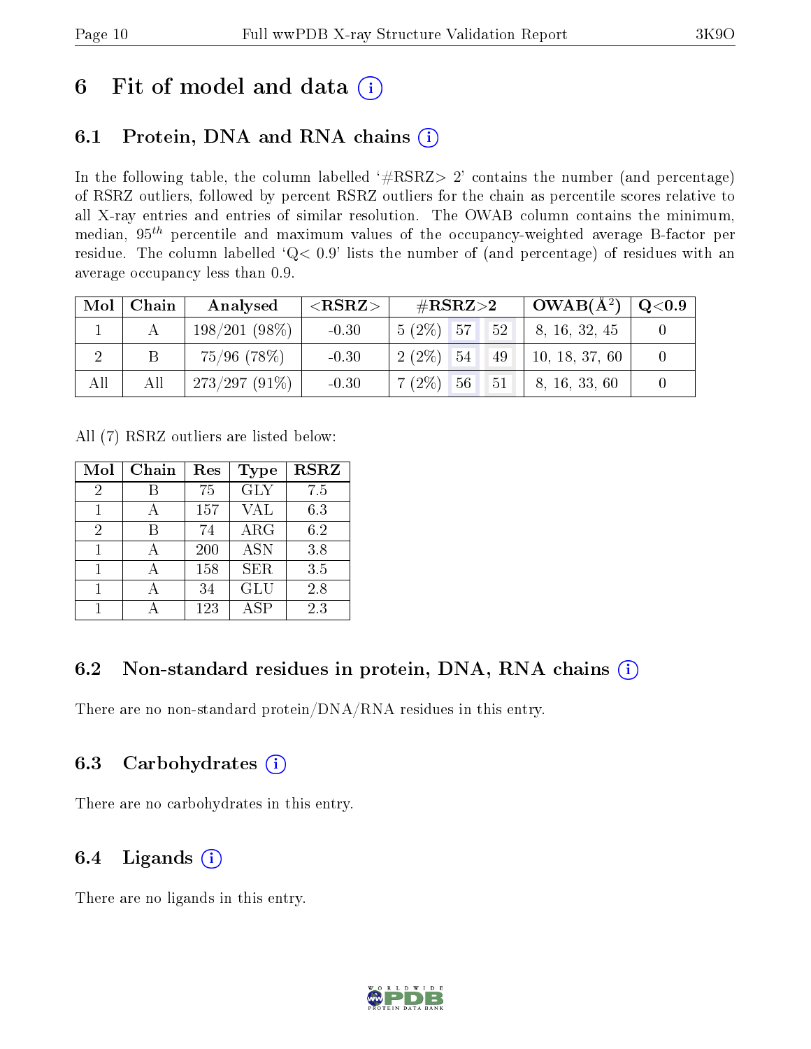# 6 Fit of model and data (i)

## 6.1 Protein, DNA and RNA chains (i)

In the following table, the column labelled '#RSRZ> 2' contains the number (and percentage) of RSRZ outliers, followed by percent RSRZ outliers for the chain as percentile scores relative to all X-ray entries and entries of similar resolution. The OWAB column contains the minimum, median, $95^{th}$ percentile and maximum values of the occupancy-weighted average B-factor per residue. The column labelled 'Q< 0.9' lists the number of (and percentage) of residues with an average occupancy less than 0.9.

| Mol | Chain | Analysed | <RSRZ> | #RSRZ>2 | | | OWAB(Å$^2$) | Q<0.9 |
|---|---|---|---|---|---|---|---|---|
| 1 | A | 198/201 (98%) | -0.30 | 5 (2%) | 57 | 52 | 8, 16, 32, 45 | 0 |
| 2 | B | 75/96 (78%) | -0.30 | 2 (2%) | 54 | 49 | 10, 18, 37, 60 | 0 |
| All | All | 273/297 (91%) | -0.30 | 7 (2%) | 56 | 51 | 8, 16, 33, 60 | 0 |

All (7) RSRZ outliers are listed below:

| Mol | Chain | Res | Type | RSRZ |
|---|---|---|---|---|
| 2 | B | 75 | GLY | 7.5 |
| 1 | A | 157 | VAL | 6.3 |
| 2 | B | 74 | ARG | 6.2 |
| 1 | A | 200 | ASN | 3.8 |
| 1 | A | 158 | SER | 3.5 |
| 1 | A | 34 | GLU | 2.8 |
| 1 | A | 123 | ASP | 2.3 |

## 6.2 Non-standard residues in protein, DNA, RNA chains (i)

There are no non-standard protein/DNA/RNA residues in this entry.

## 6.3 Carbohydrates (i)

There are no carbohydrates in this entry.

## 6.4 Ligands (i)

There are no ligands in this entry.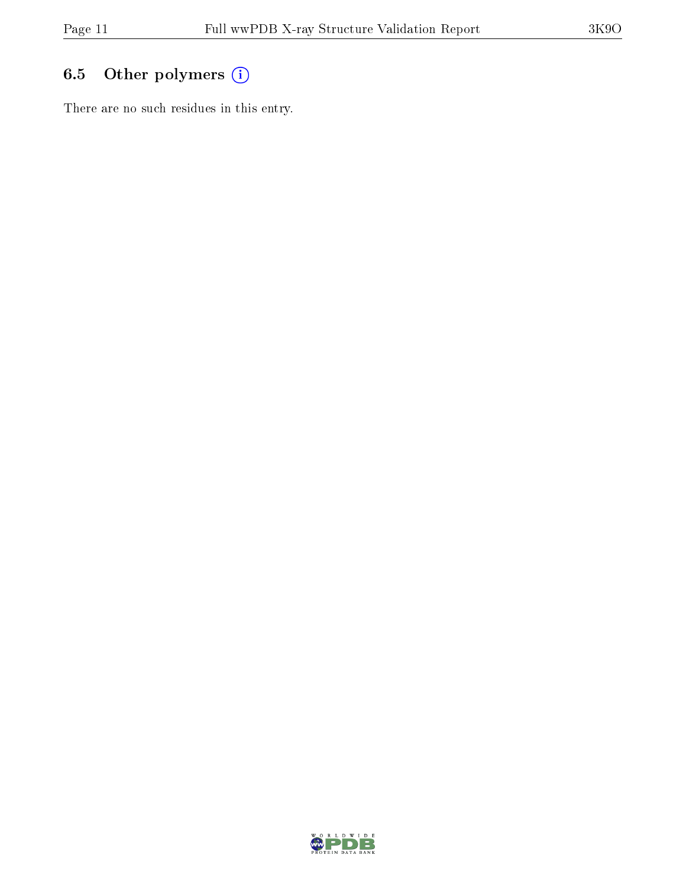### 6.5 Other polymers

There are no such residues in this entry.